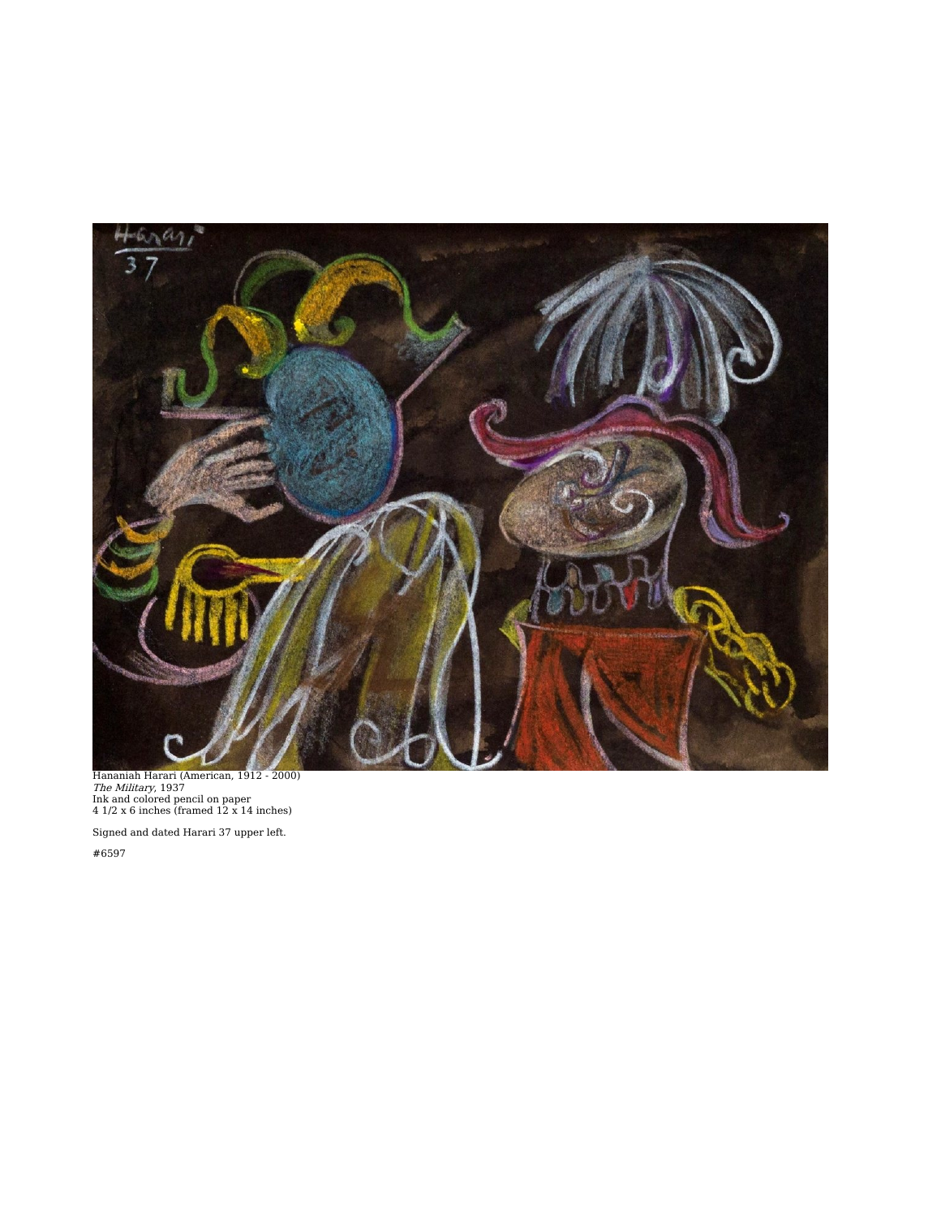Hananiah Harari (American, 1912 - 2000)
*The Military*, 1937
Ink and colored pencil on paper
4 1/2 x 6 inches (framed 12 x 14 inches)

Signed and dated Harari 37 upper left.

#6597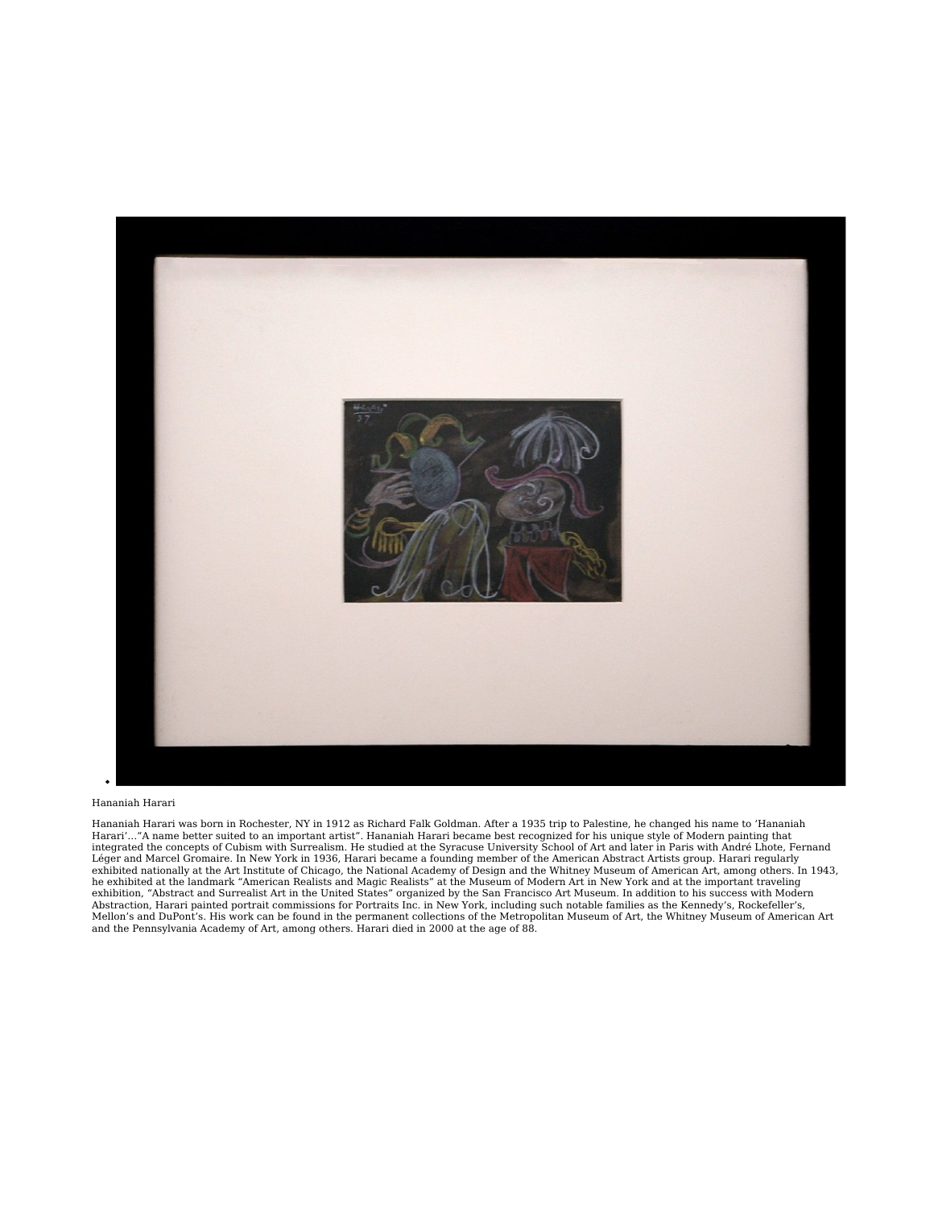Hananiah Harari

Hananiah Harari was born in Rochester, NY in 1912 as Richard Falk Goldman. After a 1935 trip to Palestine, he changed his name to 'Hananiah Harari'…"A name better suited to an important artist". Hananiah Harari became best recognized for his unique style of Modern painting that integrated the concepts of Cubism with Surrealism. He studied at the Syracuse University School of Art and later in Paris with André Lhote, Fernand Léger and Marcel Gromaire. In New York in 1936, Harari became a founding member of the American Abstract Artists group. Harari regularly exhibited nationally at the Art Institute of Chicago, the National Academy of Design and the Whitney Museum of American Art, among others. In 1943, he exhibited at the landmark "American Realists and Magic Realists" at the Museum of Modern Art in New York and at the important traveling exhibition, "Abstract and Surrealist Art in the United States" organized by the San Francisco Art Museum. In addition to his success with Modern Abstraction, Harari painted portrait commissions for Portraits Inc. in New York, including such notable families as the Kennedy's, Rockefeller's, Mellon's and DuPont's. His work can be found in the permanent collections of the Metropolitan Museum of Art, the Whitney Museum of American Art and the Pennsylvania Academy of Art, among others. Harari died in 2000 at the age of 88.